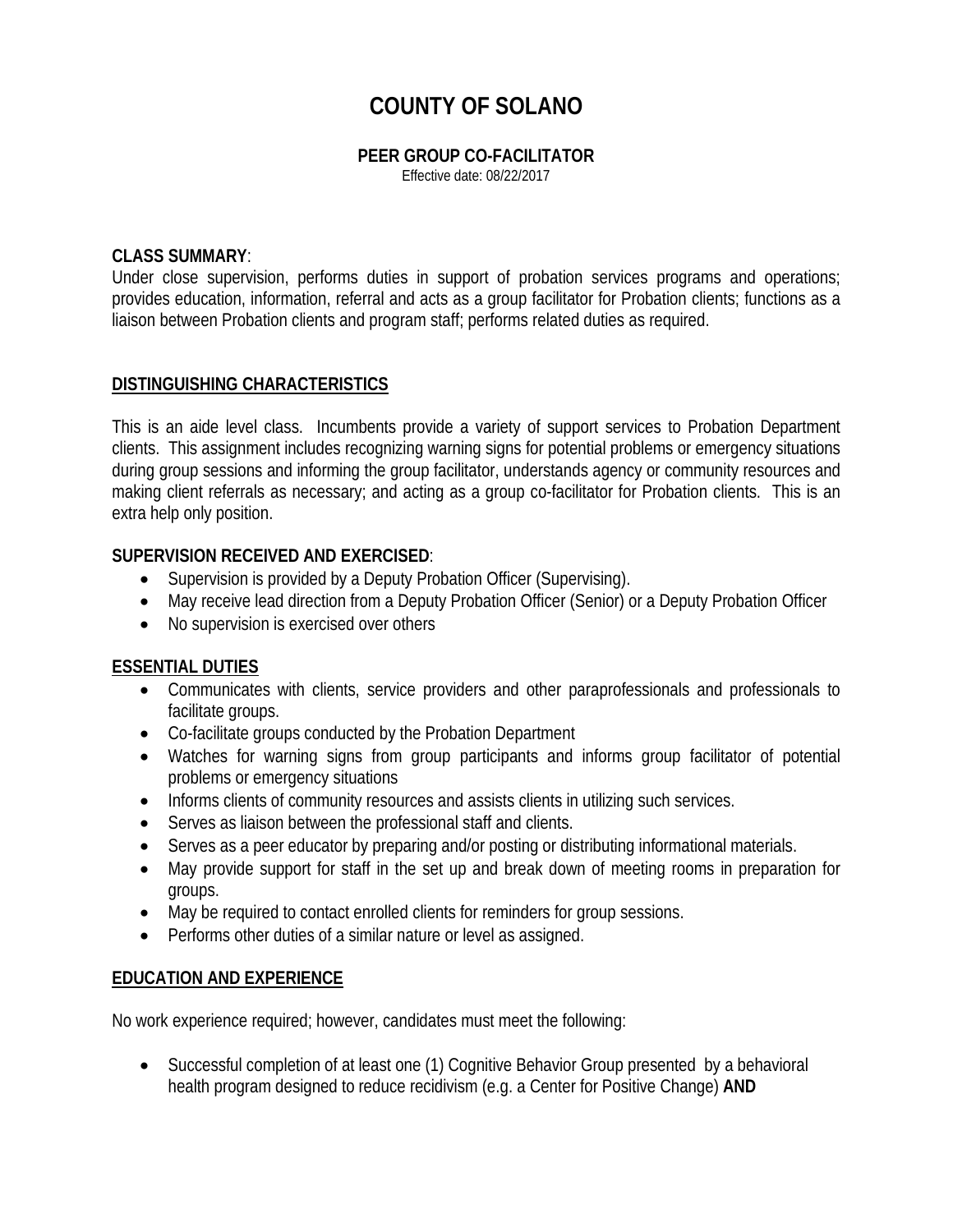# COUNTY OF SOLANO

## PEER GROUP CO-FACILITATOR

Effective date: 08/22/2017

**CLASS SUMMARY**:
Under close supervision, performs duties in support of probation services programs and operations; provides education, information, referral and acts as a group facilitator for Probation clients; functions as a liaison between Probation clients and program staff; performs related duties as required.

## DISTINGUISHING CHARACTERISTICS

This is an aide level class. Incumbents provide a variety of support services to Probation Department clients. This assignment includes recognizing warning signs for potential problems or emergency situations during group sessions and informing the group facilitator, understands agency or community resources and making client referrals as necessary; and acting as a group co-facilitator for Probation clients. This is an extra help only position.

**SUPERVISION RECEIVED AND EXERCISED**:

- Supervision is provided by a Deputy Probation Officer (Supervising).
- May receive lead direction from a Deputy Probation Officer (Senior) or a Deputy Probation Officer
- No supervision is exercised over others

## ESSENTIAL DUTIES

- Communicates with clients, service providers and other paraprofessionals and professionals to facilitate groups.
- Co-facilitate groups conducted by the Probation Department
- Watches for warning signs from group participants and informs group facilitator of potential problems or emergency situations
- Informs clients of community resources and assists clients in utilizing such services.
- Serves as liaison between the professional staff and clients.
- Serves as a peer educator by preparing and/or posting or distributing informational materials.
- May provide support for staff in the set up and break down of meeting rooms in preparation for groups.
- May be required to contact enrolled clients for reminders for group sessions.
- Performs other duties of a similar nature or level as assigned.

## EDUCATION AND EXPERIENCE

No work experience required; however, candidates must meet the following:

- Successful completion of at least one (1) Cognitive Behavior Group presented by a behavioral health program designed to reduce recidivism (e.g. a Center for Positive Change) **AND**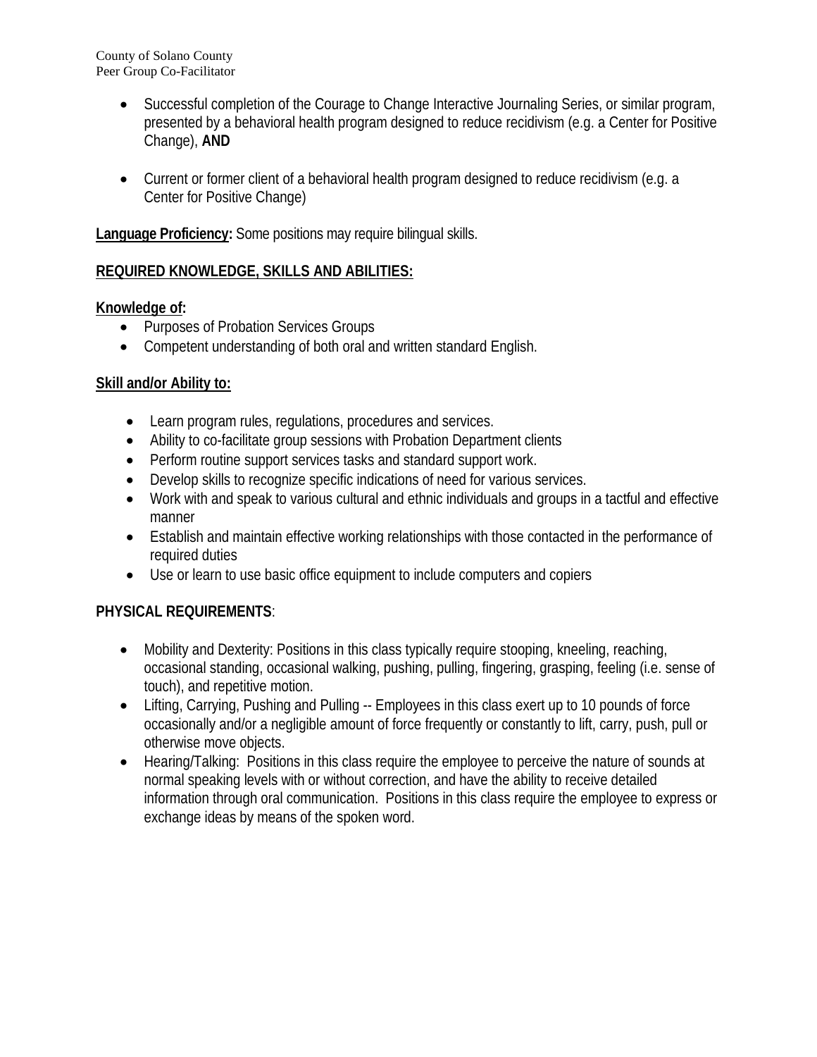- Successful completion of the Courage to Change Interactive Journaling Series, or similar program, presented by a behavioral health program designed to reduce recidivism (e.g. a Center for Positive Change), **AND**

- Current or former client of a behavioral health program designed to reduce recidivism (e.g. a Center for Positive Change)

**Language Proficiency:** Some positions may require bilingual skills.

**REQUIRED KNOWLEDGE, SKILLS AND ABILITIES:**

**Knowledge of:**

- Purposes of Probation Services Groups
- Competent understanding of both oral and written standard English.

**Skill and/or Ability to:**

- Learn program rules, regulations, procedures and services.
- Ability to co-facilitate group sessions with Probation Department clients
- Perform routine support services tasks and standard support work.
- Develop skills to recognize specific indications of need for various services.
- Work with and speak to various cultural and ethnic individuals and groups in a tactful and effective manner
- Establish and maintain effective working relationships with those contacted in the performance of required duties
- Use or learn to use basic office equipment to include computers and copiers

**PHYSICAL REQUIREMENTS**:

- Mobility and Dexterity: Positions in this class typically require stooping, kneeling, reaching, occasional standing, occasional walking, pushing, pulling, fingering, grasping, feeling (i.e. sense of touch), and repetitive motion.
- Lifting, Carrying, Pushing and Pulling -- Employees in this class exert up to 10 pounds of force occasionally and/or a negligible amount of force frequently or constantly to lift, carry, push, pull or otherwise move objects.
- Hearing/Talking: Positions in this class require the employee to perceive the nature of sounds at normal speaking levels with or without correction, and have the ability to receive detailed information through oral communication. Positions in this class require the employee to express or exchange ideas by means of the spoken word.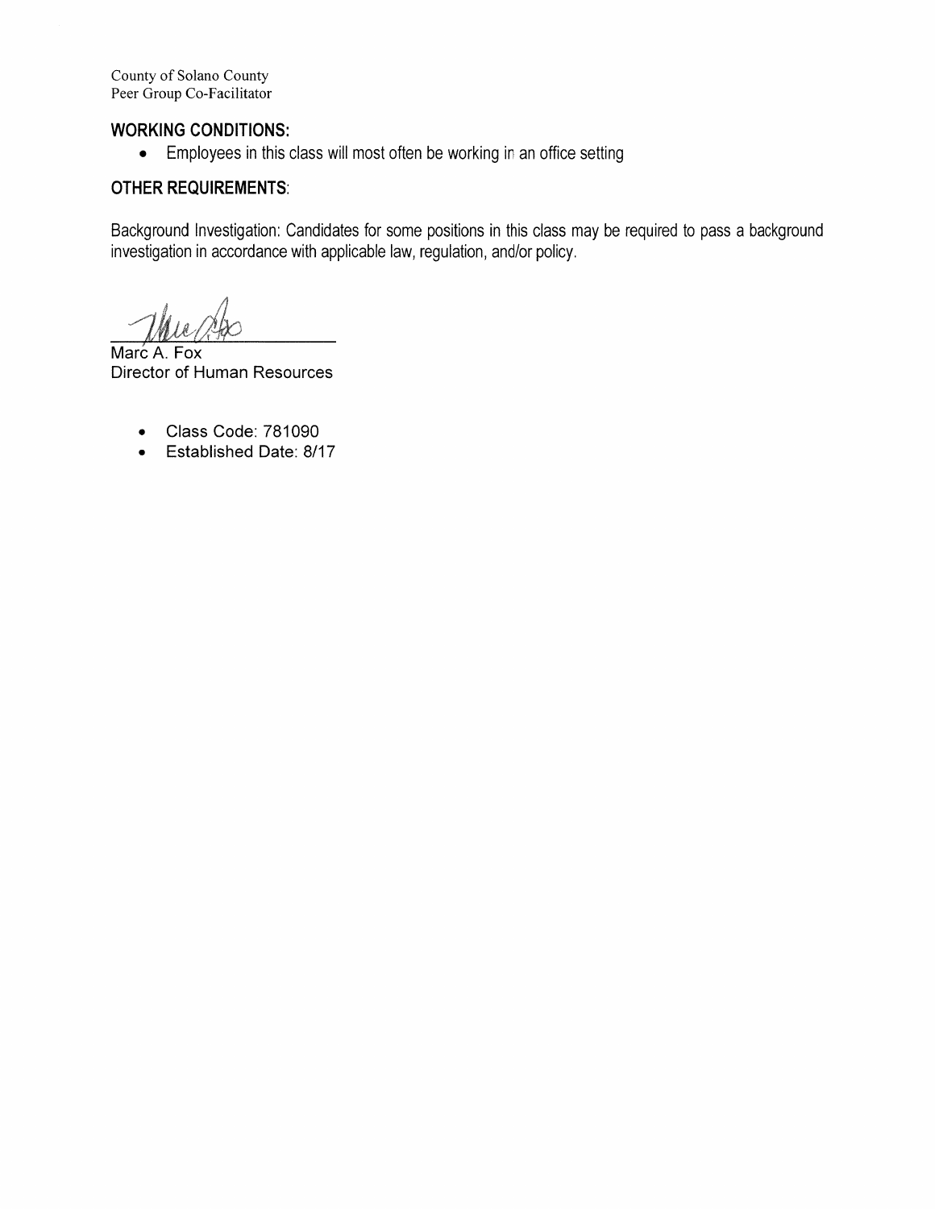County of Solano County
Peer Group Co-Facilitator

**WORKING CONDITIONS:**

- Employees in this class will most often be working in an office setting

**OTHER REQUIREMENTS**:

Background Investigation: Candidates for some positions in this class may be required to pass a background investigation in accordance with applicable law, regulation, and/or policy.

Marc A. Fox
Director of Human Resources

- Class Code: 781090
- Established Date: 8/17